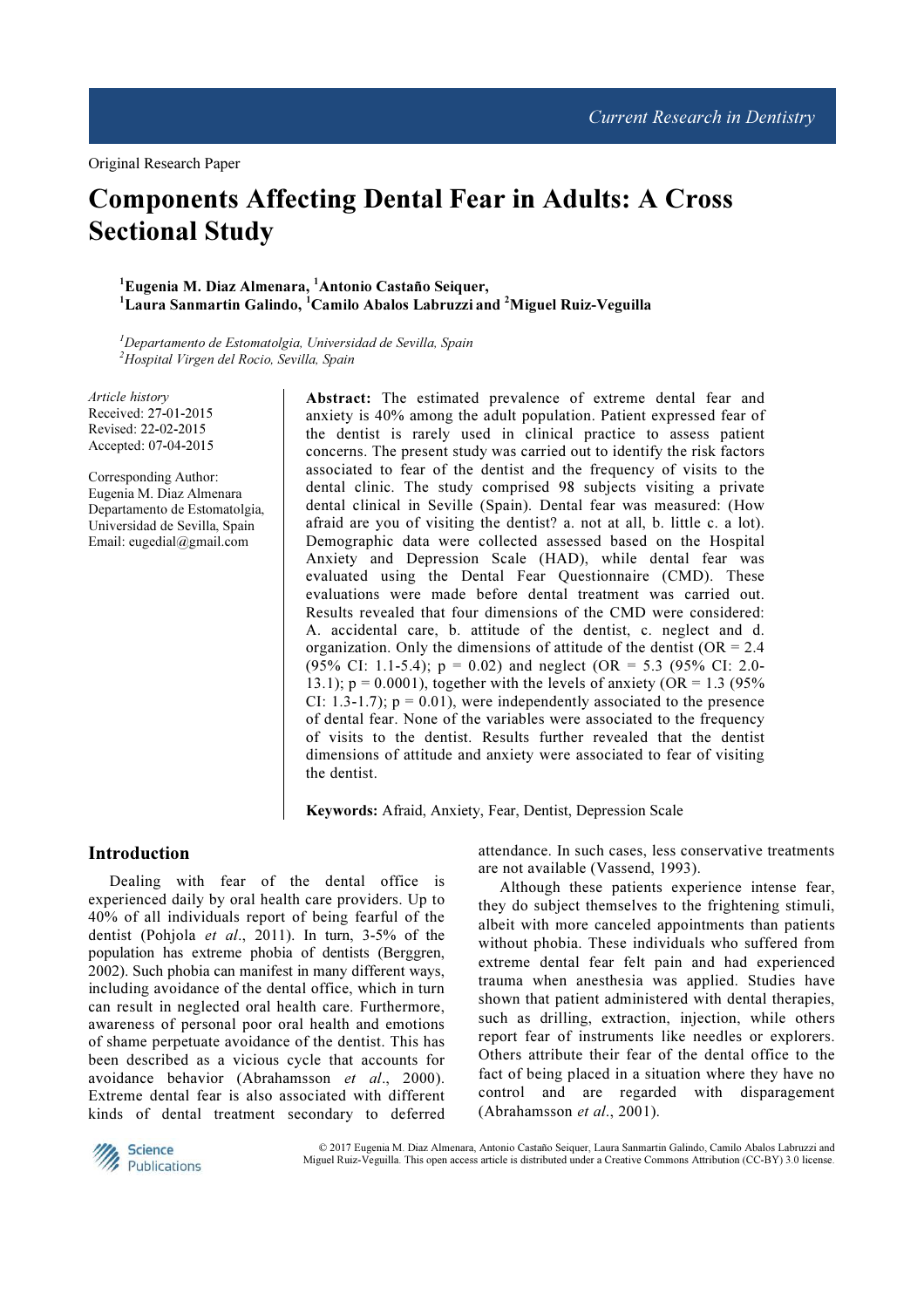Original Research Paper

# Components Affecting Dental Fear in Adults: A Cross Sectional Study

[1]**Eugenia M. Diaz Almenara**, [1]**Antonio Castaño Seiquer**, [1]**Laura Sanmartin Galindo**, [1]**Camilo Abalos Labruzzi** and [2]**Miguel Ruiz-Veguilla**

[1]*Departamento de Estomatolgia, Universidad de Sevilla, Spain*
[2]*Hospital Virgen del Rocio, Sevilla, Spain*

*Article history*
Received: 27-01-2015
Revised: 22-02-2015
Accepted: 07-04-2015

Corresponding Author:
Eugenia M. Diaz Almenara
Departamento de Estomatolgia, Universidad de Sevilla, Spain
Email: eugedial@gmail.com

**Abstract:** The estimated prevalence of extreme dental fear and anxiety is 40% among the adult population. Patient expressed fear of the dentist is rarely used in clinical practice to assess patient concerns. The present study was carried out to identify the risk factors associated to fear of the dentist and the frequency of visits to the dental clinic. The study comprised 98 subjects visiting a private dental clinical in Seville (Spain). Dental fear was measured: (How afraid are you of visiting the dentist? a. not at all, b. little c. a lot). Demographic data were collected assessed based on the Hospital Anxiety and Depression Scale (HAD), while dental fear was evaluated using the Dental Fear Questionnaire (CMD). These evaluations were made before dental treatment was carried out. Results revealed that four dimensions of the CMD were considered: A. accidental care, b. attitude of the dentist, c. neglect and d. organization. Only the dimensions of attitude of the dentist (OR = 2.4 (95% CI: 1.1-5.4); p = 0.02) and neglect (OR = 5.3 (95% CI: 2.0-13.1); p = 0.0001), together with the levels of anxiety (OR = 1.3 (95% CI: 1.3-1.7); p = 0.01), were independently associated to the presence of dental fear. None of the variables were associated to the frequency of visits to the dentist. Results further revealed that the dentist dimensions of attitude and anxiety were associated to fear of visiting the dentist.

**Keywords:** Afraid, Anxiety, Fear, Dentist, Depression Scale

## Introduction

Dealing with fear of the dental office is experienced daily by oral health care providers. Up to 40% of all individuals report of being fearful of the dentist (Pohjola *et al*., 2011). In turn, 3-5% of the population has extreme phobia of dentists (Berggren, 2002). Such phobia can manifest in many different ways, including avoidance of the dental office, which in turn can result in neglected oral health care. Furthermore, awareness of personal poor oral health and emotions of shame perpetuate avoidance of the dentist. This has been described as a vicious cycle that accounts for avoidance behavior (Abrahamsson *et al*., 2000). Extreme dental fear is also associated with different kinds of dental treatment secondary to deferred attendance. In such cases, less conservative treatments are not available (Vassend, 1993).

Although these patients experience intense fear, they do subject themselves to the frightening stimuli, albeit with more canceled appointments than patients without phobia. These individuals who suffered from extreme dental fear felt pain and had experienced trauma when anesthesia was applied. Studies have shown that patient administered with dental therapies, such as drilling, extraction, injection, while others report fear of instruments like needles or explorers. Others attribute their fear of the dental office to the fact of being placed in a situation where they have no control and are regarded with disparagement (Abrahamsson *et al*., 2001).

© 2017 Eugenia M. Diaz Almenara, Antonio Castaño Seiquer, Laura Sanmartin Galindo, Camilo Abalos Labruzzi and Miguel Ruiz-Veguilla. This open access article is distributed under a Creative Commons Attribution (CC-BY) 3.0 license.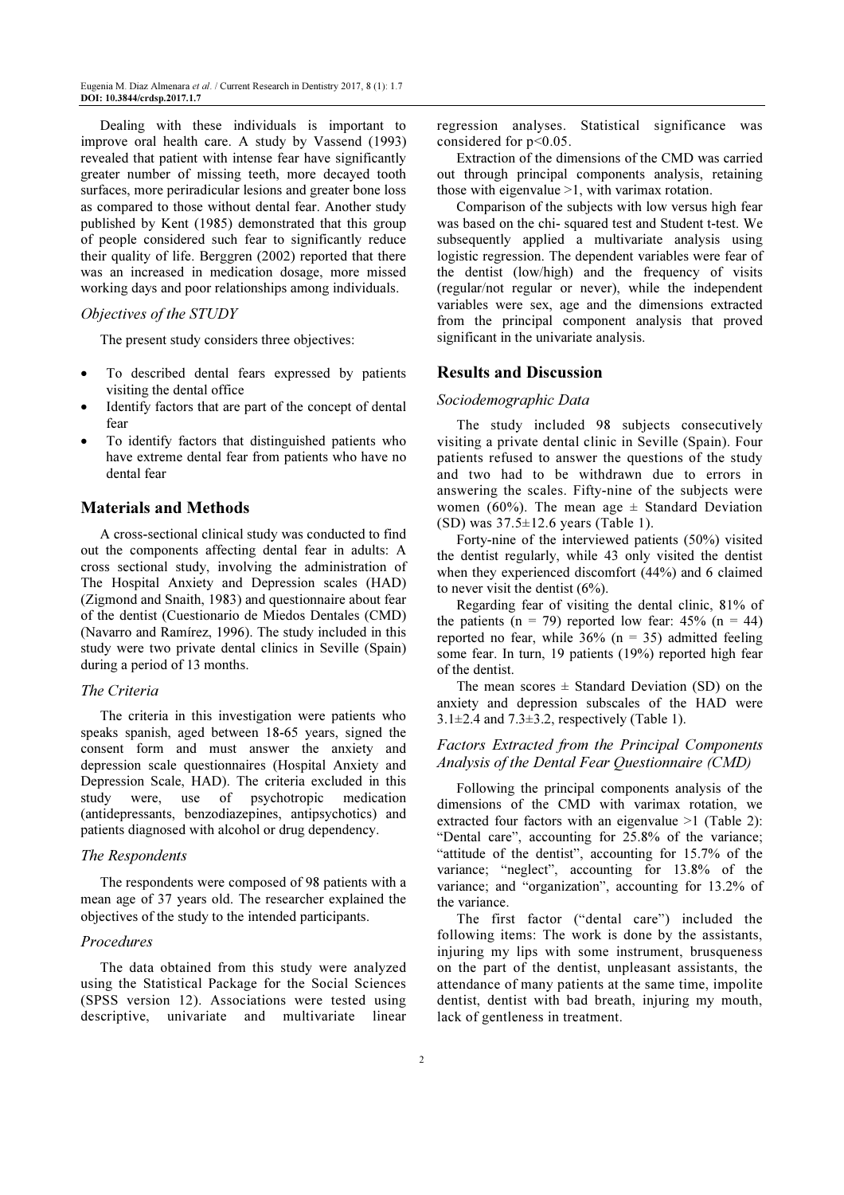Dealing with these individuals is important to improve oral health care. A study by Vassend (1993) revealed that patient with intense fear have significantly greater number of missing teeth, more decayed tooth surfaces, more periradicular lesions and greater bone loss as compared to those without dental fear. Another study published by Kent (1985) demonstrated that this group of people considered such fear to significantly reduce their quality of life. Berggren (2002) reported that there was an increased in medication dosage, more missed working days and poor relationships among individuals.

### *Objectives of the STUDY*

The present study considers three objectives:

- To described dental fears expressed by patients visiting the dental office
- Identify factors that are part of the concept of dental fear
- To identify factors that distinguished patients who have extreme dental fear from patients who have no dental fear

## Materials and Methods

A cross-sectional clinical study was conducted to find out the components affecting dental fear in adults: A cross sectional study, involving the administration of The Hospital Anxiety and Depression scales (HAD) (Zigmond and Snaith, 1983) and questionnaire about fear of the dentist (Cuestionario de Miedos Dentales (CMD) (Navarro and Ramírez, 1996). The study included in this study were two private dental clinics in Seville (Spain) during a period of 13 months.

### *The Criteria*

The criteria in this investigation were patients who speaks spanish, aged between 18-65 years, signed the consent form and must answer the anxiety and depression scale questionnaires (Hospital Anxiety and Depression Scale, HAD). The criteria excluded in this study were, use of psychotropic medication (antidepressants, benzodiazepines, antipsychotics) and patients diagnosed with alcohol or drug dependency.

### *The Respondents*

The respondents were composed of 98 patients with a mean age of 37 years old. The researcher explained the objectives of the study to the intended participants.

### *Procedures*

The data obtained from this study were analyzed using the Statistical Package for the Social Sciences (SPSS version 12). Associations were tested using descriptive, univariate and multivariate linear regression analyses. Statistical significance was considered for $p<0.05$.

Extraction of the dimensions of the CMD was carried out through principal components analysis, retaining those with eigenvalue >1, with varimax rotation.

Comparison of the subjects with low versus high fear was based on the chi- squared test and Student t-test. We subsequently applied a multivariate analysis using logistic regression. The dependent variables were fear of the dentist (low/high) and the frequency of visits (regular/not regular or never), while the independent variables were sex, age and the dimensions extracted from the principal component analysis that proved significant in the univariate analysis.

## Results and Discussion

### *Sociodemographic Data*

The study included 98 subjects consecutively visiting a private dental clinic in Seville (Spain). Four patients refused to answer the questions of the study and two had to be withdrawn due to errors in answering the scales. Fifty-nine of the subjects were women (60%). The mean age ± Standard Deviation (SD) was 37.5±12.6 years (Table 1).

Forty-nine of the interviewed patients (50%) visited the dentist regularly, while 43 only visited the dentist when they experienced discomfort (44%) and 6 claimed to never visit the dentist (6%).

Regarding fear of visiting the dental clinic, 81% of the patients (n = 79) reported low fear: 45% (n = 44) reported no fear, while 36% (n = 35) admitted feeling some fear. In turn, 19 patients (19%) reported high fear of the dentist.

The mean scores ± Standard Deviation (SD) on the anxiety and depression subscales of the HAD were 3.1±2.4 and 7.3±3.2, respectively (Table 1).

### *Factors Extracted from the Principal Components Analysis of the Dental Fear Questionnaire (CMD)*

Following the principal components analysis of the dimensions of the CMD with varimax rotation, we extracted four factors with an eigenvalue >1 (Table 2): "Dental care", accounting for 25.8% of the variance; "attitude of the dentist", accounting for 15.7% of the variance; "neglect", accounting for 13.8% of the variance; and "organization", accounting for 13.2% of the variance.

The first factor ("dental care") included the following items: The work is done by the assistants, injuring my lips with some instrument, brusqueness on the part of the dentist, unpleasant assistants, the attendance of many patients at the same time, impolite dentist, dentist with bad breath, injuring my mouth, lack of gentleness in treatment.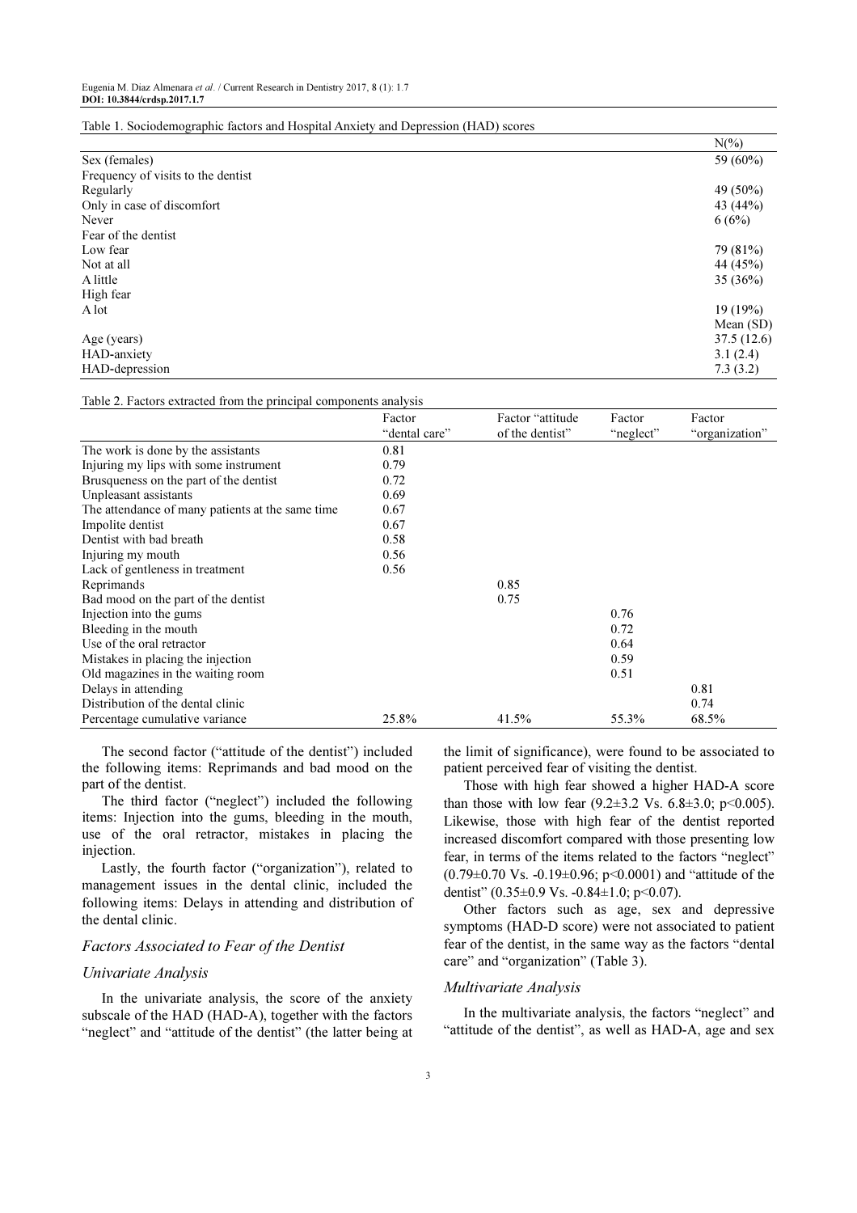Table 1. Sociodemographic factors and Hospital Anxiety and Depression (HAD) scores

| | N(%) |
|---|---|
| Sex (females) | 59 (60%) |
| Frequency of visits to the dentist | |
| Regularly | 49 (50%) |
| Only in case of discomfort | 43 (44%) |
| Never | 6 (6%) |
| Fear of the dentist | |
| Low fear | 79 (81%) |
| Not at all | 44 (45%) |
| A little | 35 (36%) |
| High fear | |
| A lot | 19 (19%) |
| | Mean (SD) |
| Age (years) | 37.5 (12.6) |
| HAD-anxiety | 3.1 (2.4) |
| HAD-depression | 7.3 (3.2) |

Table 2. Factors extracted from the principal components analysis

| | Factor "dental care" | Factor "attitude of the dentist" | Factor "neglect" | Factor "organization" |
|---|---|---|---|---|
| The work is done by the assistants | 0.81 | | | |
| Injuring my lips with some instrument | 0.79 | | | |
| Brusqueness on the part of the dentist | 0.72 | | | |
| Unpleasant assistants | 0.69 | | | |
| The attendance of many patients at the same time | 0.67 | | | |
| Impolite dentist | 0.67 | | | |
| Dentist with bad breath | 0.58 | | | |
| Injuring my mouth | 0.56 | | | |
| Lack of gentleness in treatment | 0.56 | | | |
| Reprimands | | 0.85 | | |
| Bad mood on the part of the dentist | | 0.75 | | |
| Injection into the gums | | | 0.76 | |
| Bleeding in the mouth | | | 0.72 | |
| Use of the oral retractor | | | 0.64 | |
| Mistakes in placing the injection | | | 0.59 | |
| Old magazines in the waiting room | | | 0.51 | |
| Delays in attending | | | | 0.81 |
| Distribution of the dental clinic | | | | 0.74 |
| Percentage cumulative variance | 25.8% | 41.5% | 55.3% | 68.5% |

The second factor ("attitude of the dentist") included the following items: Reprimands and bad mood on the part of the dentist.

The third factor ("neglect") included the following items: Injection into the gums, bleeding in the mouth, use of the oral retractor, mistakes in placing the injection.

Lastly, the fourth factor ("organization"), related to management issues in the dental clinic, included the following items: Delays in attending and distribution of the dental clinic.

### *Factors Associated to Fear of the Dentist*

### *Univariate Analysis*

In the univariate analysis, the score of the anxiety subscale of the HAD (HAD-A), together with the factors "neglect" and "attitude of the dentist" (the latter being at the limit of significance), were found to be associated to patient perceived fear of visiting the dentist.

Those with high fear showed a higher HAD-A score than those with low fear (9.2±3.2 Vs. 6.8±3.0; $p<0.005$). Likewise, those with high fear of the dentist reported increased discomfort compared with those presenting low fear, in terms of the items related to the factors "neglect" (0.79±0.70 Vs. -0.19±0.96; $p<0.0001$) and "attitude of the dentist" (0.35±0.9 Vs. -0.84±1.0; $p<0.07$).

Other factors such as age, sex and depressive symptoms (HAD-D score) were not associated to patient fear of the dentist, in the same way as the factors "dental care" and "organization" (Table 3).

### *Multivariate Analysis*

In the multivariate analysis, the factors "neglect" and "attitude of the dentist", as well as HAD-A, age and sex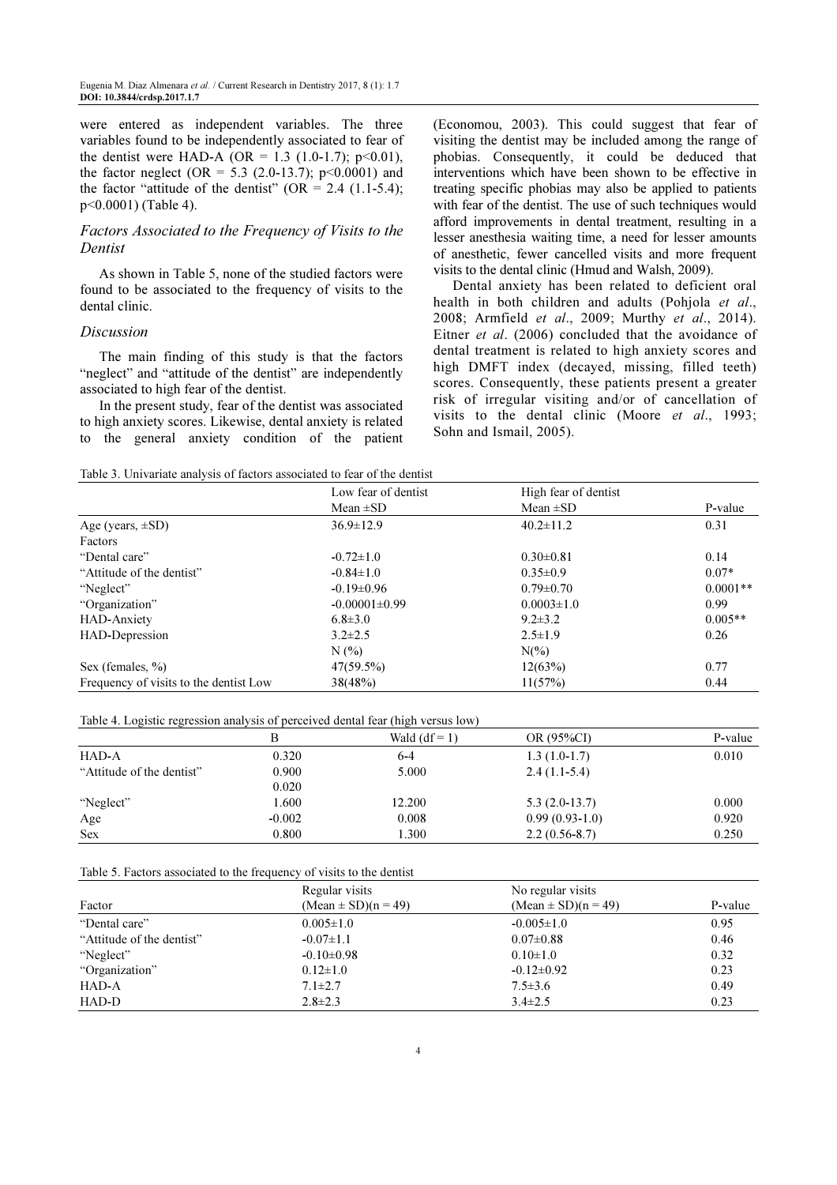were entered as independent variables. The three variables found to be independently associated to fear of the dentist were HAD-A (OR = 1.3 (1.0-1.7); $p<0.01$), the factor neglect (OR = 5.3 (2.0-13.7); $p<0.0001$) and the factor "attitude of the dentist" (OR = 2.4 (1.1-5.4); $p<0.0001$) (Table 4).

### *Factors Associated to the Frequency of Visits to the Dentist*

As shown in Table 5, none of the studied factors were found to be associated to the frequency of visits to the dental clinic.

### *Discussion*

The main finding of this study is that the factors "neglect" and "attitude of the dentist" are independently associated to high fear of the dentist.

In the present study, fear of the dentist was associated to high anxiety scores. Likewise, dental anxiety is related to the general anxiety condition of the patient (Economou, 2003). This could suggest that fear of visiting the dentist may be included among the range of phobias. Consequently, it could be deduced that interventions which have been shown to be effective in treating specific phobias may also be applied to patients with fear of the dentist. The use of such techniques would afford improvements in dental treatment, resulting in a lesser anesthesia waiting time, a need for lesser amounts of anesthetic, fewer cancelled visits and more frequent visits to the dental clinic (Hmud and Walsh, 2009).

Dental anxiety has been related to deficient oral health in both children and adults (Pohjola *et al*., 2008; Armfield *et al*., 2009; Murthy *et al*., 2014). Eitner *et al*. (2006) concluded that the avoidance of dental treatment is related to high anxiety scores and high DMFT index (decayed, missing, filled teeth) scores. Consequently, these patients present a greater risk of irregular visiting and/or of cancellation of visits to the dental clinic (Moore *et al*., 1993; Sohn and Ismail, 2005).

Table 3. Univariate analysis of factors associated to fear of the dentist

| | Low fear of dentist | High fear of dentist | |
|---|---|---|---|
| | Mean ±SD | Mean ±SD | P-value |
| Age (years, ±SD) | 36.9±12.9 | 40.2±11.2 | 0.31 |
| Factors | | | |
| "Dental care" | -0.72±1.0 | 0.30±0.81 | 0.14 |
| "Attitude of the dentist" | -0.84±1.0 | 0.35±0.9 | 0.07* |
| "Neglect" | -0.19±0.96 | 0.79±0.70 | 0.0001** |
| "Organization" | -0.00001±0.99 | 0.0003±1.0 | 0.99 |
| HAD-Anxiety | 6.8±3.0 | 9.2±3.2 | 0.005** |
| HAD-Depression | 3.2±2.5 | 2.5±1.9 | 0.26 |
| | N (%) | N(%) | |
| Sex (females, %) | 47(59.5%) | 12(63%) | 0.77 |
| Frequency of visits to the dentist Low | 38(48%) | 11(57%) | 0.44 |

Table 4. Logistic regression analysis of perceived dental fear (high versus low)

| | B | Wald (df = 1) | OR (95%CI) | P-value |
|---|---|---|---|---|
| HAD-A | 0.320 | 6-4 | 1.3 (1.0-1.7) | 0.010 |
| "Attitude of the dentist" | 0.900 | 5.000 | 2.4 (1.1-5.4) | |
| | 0.020 | | | |
| "Neglect" | 1.600 | 12.200 | 5.3 (2.0-13.7) | 0.000 |
| Age | -0.002 | 0.008 | 0.99 (0.93-1.0) | 0.920 |
| Sex | 0.800 | 1.300 | 2.2 (0.56-8.7) | 0.250 |

Table 5. Factors associated to the frequency of visits to the dentist

| Factor | Regular visits (Mean ± SD)(n = 49) | No regular visits (Mean ± SD)(n = 49) | P-value |
|---|---|---|---|
| "Dental care" | 0.005±1.0 | -0.005±1.0 | 0.95 |
| "Attitude of the dentist" | -0.07±1.1 | 0.07±0.88 | 0.46 |
| "Neglect" | -0.10±0.98 | 0.10±1.0 | 0.32 |
| "Organization" | 0.12±1.0 | -0.12±0.92 | 0.23 |
| HAD-A | 7.1±2.7 | 7.5±3.6 | 0.49 |
| HAD-D | 2.8±2.3 | 3.4±2.5 | 0.23 |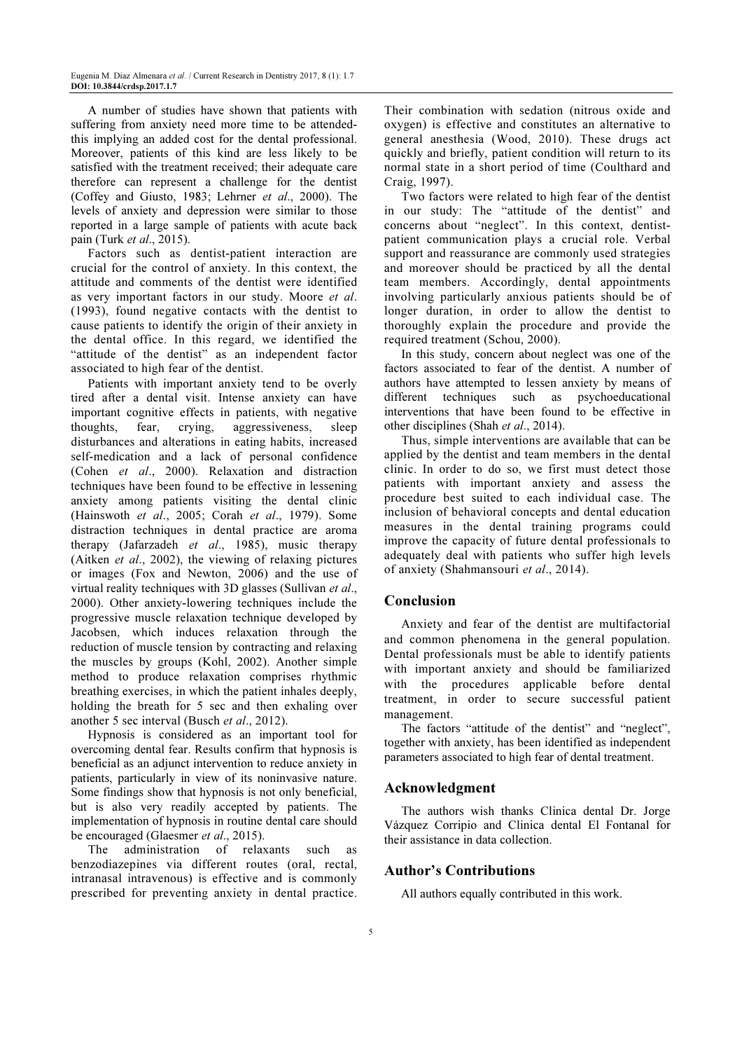A number of studies have shown that patients with suffering from anxiety need more time to be attended-this implying an added cost for the dental professional. Moreover, patients of this kind are less likely to be satisfied with the treatment received; their adequate care therefore can represent a challenge for the dentist (Coffey and Giusto, 1983; Lehrner *et al*., 2000). The levels of anxiety and depression were similar to those reported in a large sample of patients with acute back pain (Turk *et al*., 2015).

Factors such as dentist-patient interaction are crucial for the control of anxiety. In this context, the attitude and comments of the dentist were identified as very important factors in our study. Moore *et al*. (1993), found negative contacts with the dentist to cause patients to identify the origin of their anxiety in the dental office. In this regard, we identified the "attitude of the dentist" as an independent factor associated to high fear of the dentist.

Patients with important anxiety tend to be overly tired after a dental visit. Intense anxiety can have important cognitive effects in patients, with negative thoughts, fear, crying, aggressiveness, sleep disturbances and alterations in eating habits, increased self-medication and a lack of personal confidence (Cohen *et al*., 2000). Relaxation and distraction techniques have been found to be effective in lessening anxiety among patients visiting the dental clinic (Hainswoth *et al*., 2005; Corah *et al*., 1979). Some distraction techniques in dental practice are aroma therapy (Jafarzadeh *et al*., 1985), music therapy (Aitken *et al*., 2002), the viewing of relaxing pictures or images (Fox and Newton, 2006) and the use of virtual reality techniques with 3D glasses (Sullivan *et al*., 2000). Other anxiety-lowering techniques include the progressive muscle relaxation technique developed by Jacobsen, which induces relaxation through the reduction of muscle tension by contracting and relaxing the muscles by groups (Kohl, 2002). Another simple method to produce relaxation comprises rhythmic breathing exercises, in which the patient inhales deeply, holding the breath for 5 sec and then exhaling over another 5 sec interval (Busch *et al*., 2012).

Hypnosis is considered as an important tool for overcoming dental fear. Results confirm that hypnosis is beneficial as an adjunct intervention to reduce anxiety in patients, particularly in view of its noninvasive nature. Some findings show that hypnosis is not only beneficial, but is also very readily accepted by patients. The implementation of hypnosis in routine dental care should be encouraged (Glaesmer *et al*., 2015).

The administration of relaxants such as benzodiazepines via different routes (oral, rectal, intranasal intravenous) is effective and is commonly prescribed for preventing anxiety in dental practice. Their combination with sedation (nitrous oxide and oxygen) is effective and constitutes an alternative to general anesthesia (Wood, 2010). These drugs act quickly and briefly, patient condition will return to its normal state in a short period of time (Coulthard and Craig, 1997).

Two factors were related to high fear of the dentist in our study: The "attitude of the dentist" and concerns about "neglect". In this context, dentist-patient communication plays a crucial role. Verbal support and reassurance are commonly used strategies and moreover should be practiced by all the dental team members. Accordingly, dental appointments involving particularly anxious patients should be of longer duration, in order to allow the dentist to thoroughly explain the procedure and provide the required treatment (Schou, 2000).

In this study, concern about neglect was one of the factors associated to fear of the dentist. A number of authors have attempted to lessen anxiety by means of different techniques such as psychoeducational interventions that have been found to be effective in other disciplines (Shah *et al*., 2014).

Thus, simple interventions are available that can be applied by the dentist and team members in the dental clinic. In order to do so, we first must detect those patients with important anxiety and assess the procedure best suited to each individual case. The inclusion of behavioral concepts and dental education measures in the dental training programs could improve the capacity of future dental professionals to adequately deal with patients who suffer high levels of anxiety (Shahmansouri *et al*., 2014).

## Conclusion

Anxiety and fear of the dentist are multifactorial and common phenomena in the general population. Dental professionals must be able to identify patients with important anxiety and should be familiarized with the procedures applicable before dental treatment, in order to secure successful patient management.

The factors "attitude of the dentist" and "neglect", together with anxiety, has been identified as independent parameters associated to high fear of dental treatment.

## Acknowledgment

The authors wish thanks Clinica dental Dr. Jorge Vázquez Corripio and Clinica dental El Fontanal for their assistance in data collection.

## Author's Contributions

All authors equally contributed in this work.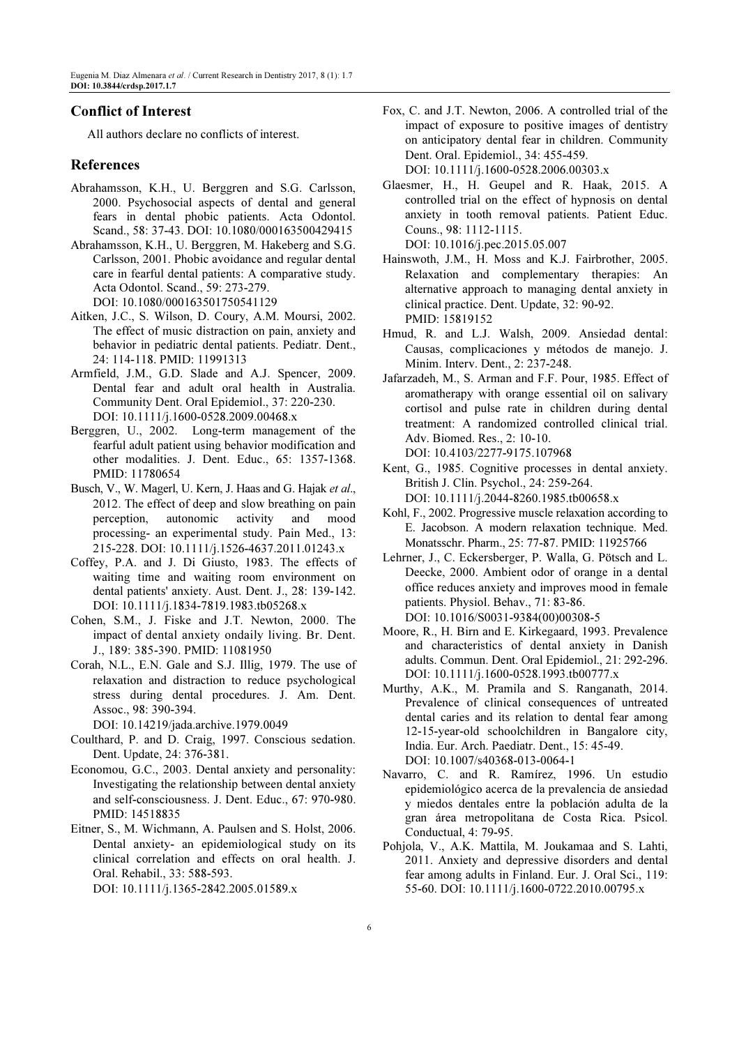## Conflict of Interest

All authors declare no conflicts of interest.

## References

Abrahamsson, K.H., U. Berggren and S.G. Carlsson, 2000. Psychosocial aspects of dental and general fears in dental phobic patients. Acta Odontol. Scand., 58: 37-43. DOI: 10.1080/000163500429415

Abrahamsson, K.H., U. Berggren, M. Hakeberg and S.G. Carlsson, 2001. Phobic avoidance and regular dental care in fearful dental patients: A comparative study. Acta Odontol. Scand., 59: 273-279. DOI: 10.1080/000163501750541129

Aitken, J.C., S. Wilson, D. Coury, A.M. Moursi, 2002. The effect of music distraction on pain, anxiety and behavior in pediatric dental patients. Pediatr. Dent., 24: 114-118. PMID: 11991313

Armfield, J.M., G.D. Slade and A.J. Spencer, 2009. Dental fear and adult oral health in Australia. Community Dent. Oral Epidemiol., 37: 220-230. DOI: 10.1111/j.1600-0528.2009.00468.x

Berggren, U., 2002. Long-term management of the fearful adult patient using behavior modification and other modalities. J. Dent. Educ., 65: 1357-1368. PMID: 11780654

Busch, V., W. Magerl, U. Kern, J. Haas and G. Hajak *et al*., 2012. The effect of deep and slow breathing on pain perception, autonomic activity and mood processing- an experimental study. Pain Med., 13: 215-228. DOI: 10.1111/j.1526-4637.2011.01243.x

Coffey, P.A. and J. Di Giusto, 1983. The effects of waiting time and waiting room environment on dental patients' anxiety. Aust. Dent. J., 28: 139-142. DOI: 10.1111/j.1834-7819.1983.tb05268.x

Cohen, S.M., J. Fiske and J.T. Newton, 2000. The impact of dental anxiety ondaily living. Br. Dent. J., 189: 385-390. PMID: 11081950

Corah, N.L., E.N. Gale and S.J. Illig, 1979. The use of relaxation and distraction to reduce psychological stress during dental procedures. J. Am. Dent. Assoc., 98: 390-394. DOI: 10.14219/jada.archive.1979.0049

Coulthard, P. and D. Craig, 1997. Conscious sedation. Dent. Update, 24: 376-381.

Economou, G.C., 2003. Dental anxiety and personality: Investigating the relationship between dental anxiety and self-consciousness. J. Dent. Educ., 67: 970-980. PMID: 14518835

Eitner, S., M. Wichmann, A. Paulsen and S. Holst, 2006. Dental anxiety- an epidemiological study on its clinical correlation and effects on oral health. J. Oral. Rehabil., 33: 588-593. DOI: 10.1111/j.1365-2842.2005.01589.x

Fox, C. and J.T. Newton, 2006. A controlled trial of the impact of exposure to positive images of dentistry on anticipatory dental fear in children. Community Dent. Oral. Epidemiol., 34: 455-459. DOI: 10.1111/j.1600-0528.2006.00303.x

Glaesmer, H., H. Geupel and R. Haak, 2015. A controlled trial on the effect of hypnosis on dental anxiety in tooth removal patients. Patient Educ. Couns., 98: 1112-1115. DOI: 10.1016/j.pec.2015.05.007

Hainswoth, J.M., H. Moss and K.J. Fairbrother, 2005. Relaxation and complementary therapies: An alternative approach to managing dental anxiety in clinical practice. Dent. Update, 32: 90-92. PMID: 15819152

Hmud, R. and L.J. Walsh, 2009. Ansiedad dental: Causas, complicaciones y métodos de manejo. J. Minim. Interv. Dent., 2: 237-248.

Jafarzadeh, M., S. Arman and F.F. Pour, 1985. Effect of aromatherapy with orange essential oil on salivary cortisol and pulse rate in children during dental treatment: A randomized controlled clinical trial. Adv. Biomed. Res., 2: 10-10. DOI: 10.4103/2277-9175.107968

Kent, G., 1985. Cognitive processes in dental anxiety. British J. Clin. Psychol., 24: 259-264. DOI: 10.1111/j.2044-8260.1985.tb00658.x

Kohl, F., 2002. Progressive muscle relaxation according to E. Jacobson. A modern relaxation technique. Med. Monatsschr. Pharm., 25: 77-87. PMID: 11925766

Lehrner, J., C. Eckersberger, P. Walla, G. Pötsch and L. Deecke, 2000. Ambient odor of orange in a dental office reduces anxiety and improves mood in female patients. Physiol. Behav., 71: 83-86. DOI: 10.1016/S0031-9384(00)00308-5

Moore, R., H. Birn and E. Kirkegaard, 1993. Prevalence and characteristics of dental anxiety in Danish adults. Commun. Dent. Oral Epidemiol., 21: 292-296. DOI: 10.1111/j.1600-0528.1993.tb00777.x

Murthy, A.K., M. Pramila and S. Ranganath, 2014. Prevalence of clinical consequences of untreated dental caries and its relation to dental fear among 12-15-year-old schoolchildren in Bangalore city, India. Eur. Arch. Paediatr. Dent., 15: 45-49. DOI: 10.1007/s40368-013-0064-1

Navarro, C. and R. Ramírez, 1996. Un estudio epidemiológico acerca de la prevalencia de ansiedad y miedos dentales entre la población adulta de la gran área metropolitana de Costa Rica. Psicol. Conductual, 4: 79-95.

Pohjola, V., A.K. Mattila, M. Joukamaa and S. Lahti, 2011. Anxiety and depressive disorders and dental fear among adults in Finland. Eur. J. Oral Sci., 119: 55-60. DOI: 10.1111/j.1600-0722.2010.00795.x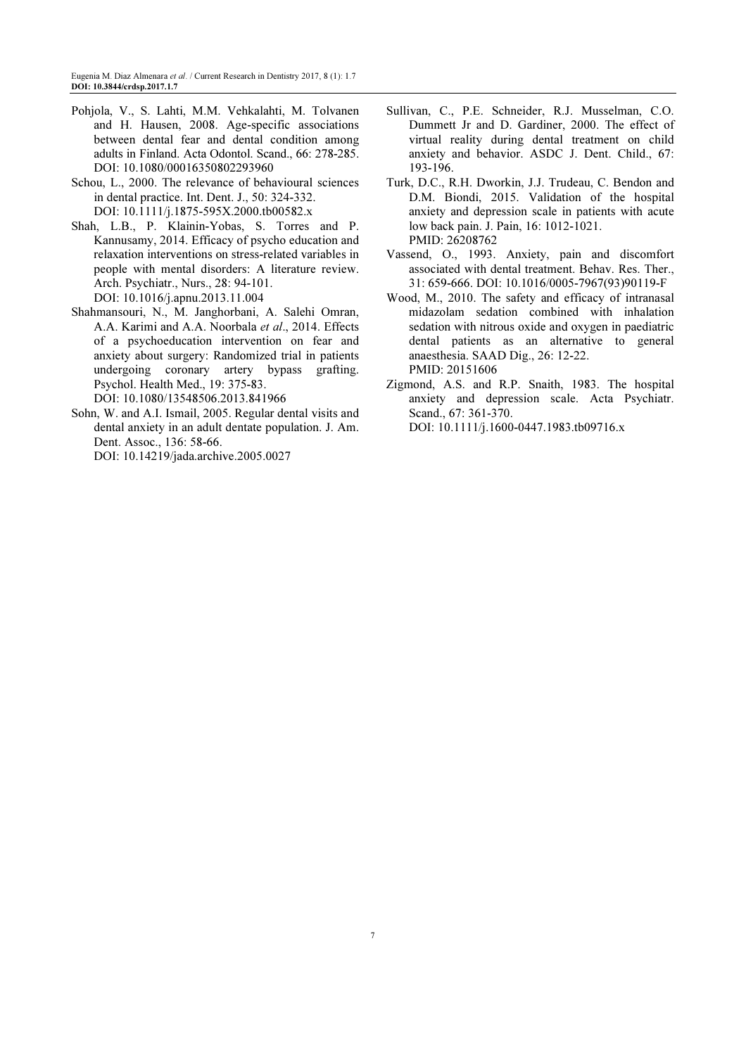Pohjola, V., S. Lahti, M.M. Vehkalahti, M. Tolvanen and H. Hausen, 2008. Age-specific associations between dental fear and dental condition among adults in Finland. Acta Odontol. Scand., 66: 278-285. DOI: 10.1080/00016350802293960

Schou, L., 2000. The relevance of behavioural sciences in dental practice. Int. Dent. J., 50: 324-332. DOI: 10.1111/j.1875-595X.2000.tb00582.x

Shah, L.B., P. Klainin-Yobas, S. Torres and P. Kannusamy, 2014. Efficacy of psycho education and relaxation interventions on stress-related variables in people with mental disorders: A literature review. Arch. Psychiatr., Nurs., 28: 94-101. DOI: 10.1016/j.apnu.2013.11.004

Shahmansouri, N., M. Janghorbani, A. Salehi Omran, A.A. Karimi and A.A. Noorbala *et al*., 2014. Effects of a psychoeducation intervention on fear and anxiety about surgery: Randomized trial in patients undergoing coronary artery bypass grafting. Psychol. Health Med., 19: 375-83. DOI: 10.1080/13548506.2013.841966

Sohn, W. and A.I. Ismail, 2005. Regular dental visits and dental anxiety in an adult dentate population. J. Am. Dent. Assoc., 136: 58-66. DOI: 10.14219/jada.archive.2005.0027

Sullivan, C., P.E. Schneider, R.J. Musselman, C.O. Dummett Jr and D. Gardiner, 2000. The effect of virtual reality during dental treatment on child anxiety and behavior. ASDC J. Dent. Child., 67: 193-196.

Turk, D.C., R.H. Dworkin, J.J. Trudeau, C. Bendon and D.M. Biondi, 2015. Validation of the hospital anxiety and depression scale in patients with acute low back pain. J. Pain, 16: 1012-1021. PMID: 26208762

Vassend, O., 1993. Anxiety, pain and discomfort associated with dental treatment. Behav. Res. Ther., 31: 659-666. DOI: 10.1016/0005-7967(93)90119-F

Wood, M., 2010. The safety and efficacy of intranasal midazolam sedation combined with inhalation sedation with nitrous oxide and oxygen in paediatric dental patients as an alternative to general anaesthesia. SAAD Dig., 26: 12-22. PMID: 20151606

Zigmond, A.S. and R.P. Snaith, 1983. The hospital anxiety and depression scale. Acta Psychiatr. Scand., 67: 361-370. DOI: 10.1111/j.1600-0447.1983.tb09716.x